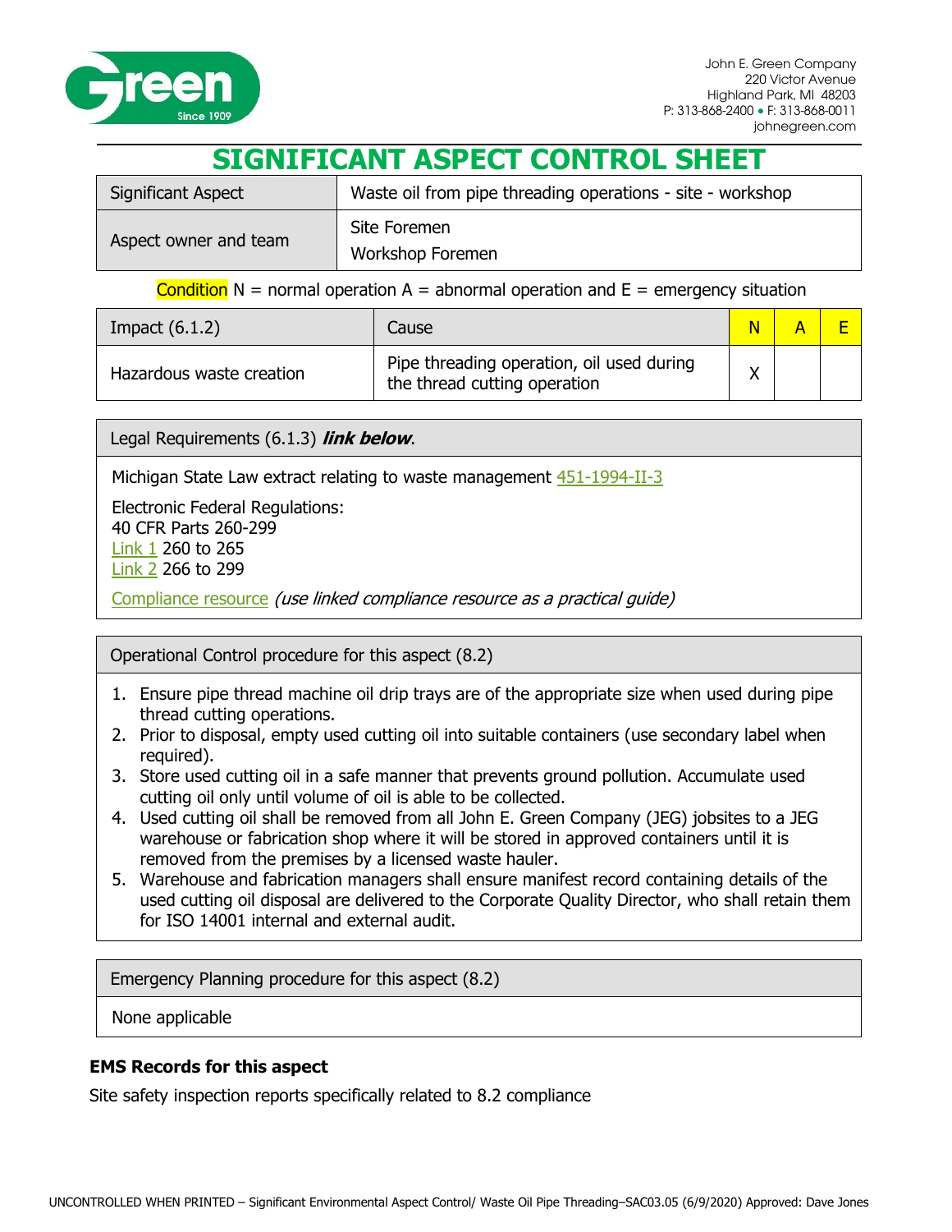John E. Green Company
220 Victor Avenue
Highland Park, MI 48203
P: 313-868-2400 • F: 313-868-0011
johnegreen.com

# SIGNIFICANT ASPECT CONTROL SHEET

| Significant Aspect | Waste oil from pipe threading operations - site - workshop |
|---|---|
| Aspect owner and team | Site Foremen<br>Workshop Foremen |

Condition N = normal operation A = abnormal operation and E = emergency situation

| Impact (6.1.2) | Cause | N | A | E |
|---|---|---|---|---|
| Hazardous waste creation | Pipe threading operation, oil used during the thread cutting operation | X | | |

**Legal Requirements (6.1.3) *link below*.**

Michigan State Law extract relating to waste management 451-1994-II-3

Electronic Federal Regulations:
40 CFR Parts 260-299
Link 1 260 to 265
Link 2 266 to 299

Compliance resource *(use linked compliance resource as a practical guide)*

**Operational Control procedure for this aspect (8.2)**

1. Ensure pipe thread machine oil drip trays are of the appropriate size when used during pipe thread cutting operations.
2. Prior to disposal, empty used cutting oil into suitable containers (use secondary label when required).
3. Store used cutting oil in a safe manner that prevents ground pollution. Accumulate used cutting oil only until volume of oil is able to be collected.
4. Used cutting oil shall be removed from all John E. Green Company (JEG) jobsites to a JEG warehouse or fabrication shop where it will be stored in approved containers until it is removed from the premises by a licensed waste hauler.
5. Warehouse and fabrication managers shall ensure manifest record containing details of the used cutting oil disposal are delivered to the Corporate Quality Director, who shall retain them for ISO 14001 internal and external audit.

**Emergency Planning procedure for this aspect (8.2)**

None applicable

**EMS Records for this aspect**

Site safety inspection reports specifically related to 8.2 compliance

UNCONTROLLED WHEN PRINTED – Significant Environmental Aspect Control/ Waste Oil Pipe Threading–SAC03.05 (6/9/2020) Approved: Dave Jones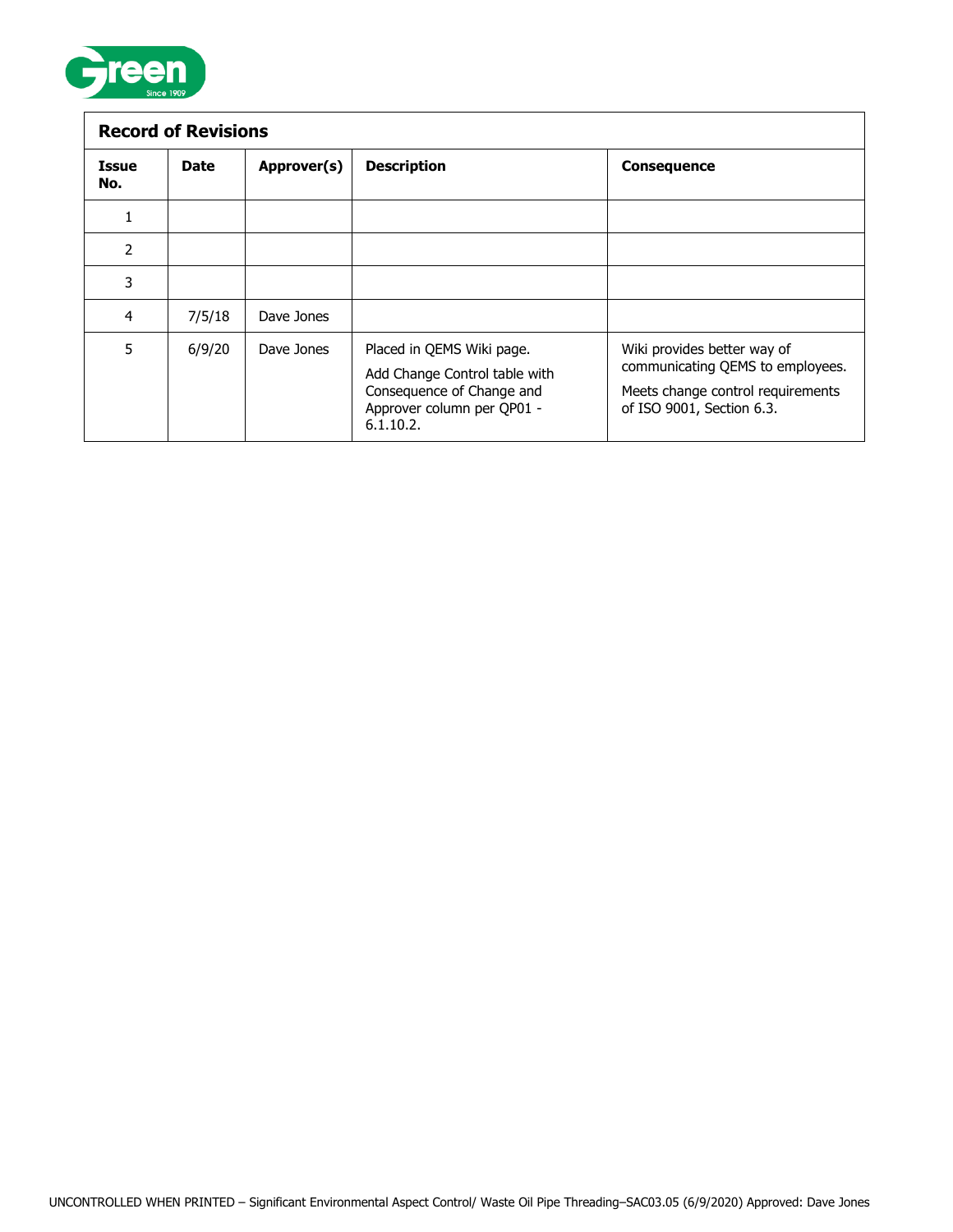| Record of Revisions | | | | |
|---|---|---|---|---|
| **Issue No.** | **Date** | **Approver(s)** | **Description** | **Consequence** |
| 1 | | | | |
| 2 | | | | |
| 3 | | | | |
| 4 | 7/5/18 | Dave Jones | | |
| 5 | 6/9/20 | Dave Jones | Placed in QEMS Wiki page.<br>Add Change Control table with Consequence of Change and Approver column per QP01 - 6.1.10.2. | Wiki provides better way of communicating QEMS to employees.<br>Meets change control requirements of ISO 9001, Section 6.3. |

UNCONTROLLED WHEN PRINTED – Significant Environmental Aspect Control/ Waste Oil Pipe Threading–SAC03.05 (6/9/2020) Approved: Dave Jones